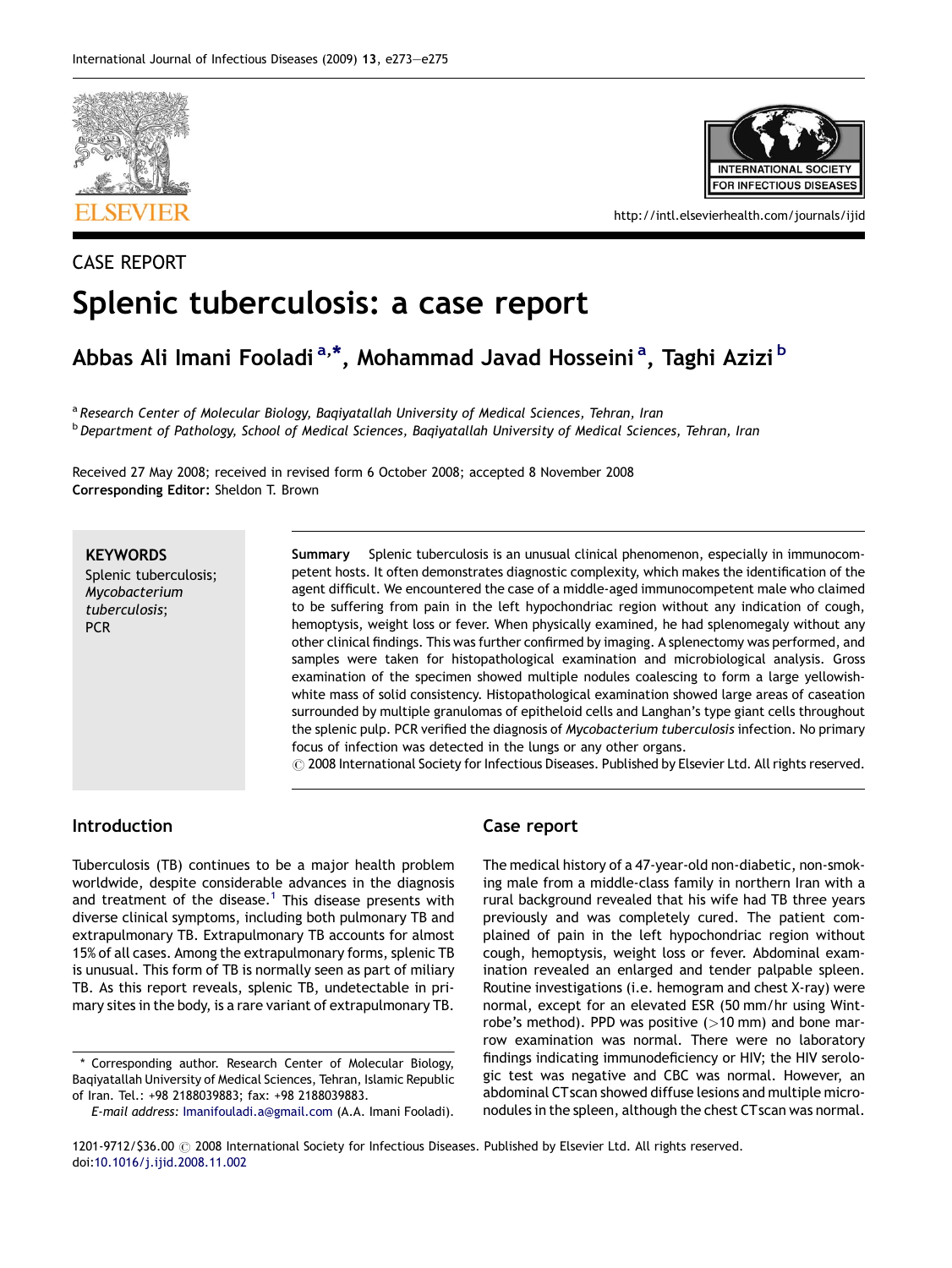CASE REPORT

# Splenic tuberculosis: a case report

**Abbas Ali Imani Fooladi [a,*], Mohammad Javad Hosseini [a], Taghi Azizi [b]**

[a] *Research Center of Molecular Biology, Baqiyatallah University of Medical Sciences, Tehran, Iran*
[b] *Department of Pathology, School of Medical Sciences, Baqiyatallah University of Medical Sciences, Tehran, Iran*

Received 27 May 2008; received in revised form 6 October 2008; accepted 8 November 2008
**Corresponding Editor:** Sheldon T. Brown

**KEYWORDS**
Splenic tuberculosis;
*Mycobacterium tuberculosis*;
PCR

**Summary** Splenic tuberculosis is an unusual clinical phenomenon, especially in immunocompetent hosts. It often demonstrates diagnostic complexity, which makes the identification of the agent difficult. We encountered the case of a middle-aged immunocompetent male who claimed to be suffering from pain in the left hypochondriac region without any indication of cough, hemoptysis, weight loss or fever. When physically examined, he had splenomegaly without any other clinical findings. This was further confirmed by imaging. A splenectomy was performed, and samples were taken for histopathological examination and microbiological analysis. Gross examination of the specimen showed multiple nodules coalescing to form a large yellowish-white mass of solid consistency. Histopathological examination showed large areas of caseation surrounded by multiple granulomas of epitheloid cells and Langhan's type giant cells throughout the splenic pulp. PCR verified the diagnosis of *Mycobacterium tuberculosis* infection. No primary focus of infection was detected in the lungs or any other organs.
© 2008 International Society for Infectious Diseases. Published by Elsevier Ltd. All rights reserved.

## Introduction

Tuberculosis (TB) continues to be a major health problem worldwide, despite considerable advances in the diagnosis and treatment of the disease.[1] This disease presents with diverse clinical symptoms, including both pulmonary TB and extrapulmonary TB. Extrapulmonary TB accounts for almost 15% of all cases. Among the extrapulmonary forms, splenic TB is unusual. This form of TB is normally seen as part of miliary TB. As this report reveals, splenic TB, undetectable in primary sites in the body, is a rare variant of extrapulmonary TB.

## Case report

The medical history of a 47-year-old non-diabetic, non-smoking male from a middle-class family in northern Iran with a rural background revealed that his wife had TB three years previously and was completely cured. The patient complained of pain in the left hypochondriac region without cough, hemoptysis, weight loss or fever. Abdominal examination revealed an enlarged and tender palpable spleen. Routine investigations (i.e. hemogram and chest X-ray) were normal, except for an elevated ESR (50 mm/hr using Wintrobe's method). PPD was positive (>10 mm) and bone marrow examination was normal. There were no laboratory findings indicating immunodeficiency or HIV; the HIV serologic test was negative and CBC was normal. However, an abdominal CT scan showed diffuse lesions and multiple micronodules in the spleen, although the chest CT scan was normal.

\* Corresponding author. Research Center of Molecular Biology, Baqiyatallah University of Medical Sciences, Tehran, Islamic Republic of Iran. Tel.: +98 2188039883; fax: +98 2188039883.
*E-mail address:* Imanifouladi.a@gmail.com (A.A. Imani Fooladi).

1201-9712/$36.00 © 2008 International Society for Infectious Diseases. Published by Elsevier Ltd. All rights reserved.
doi:10.1016/j.ijid.2008.11.002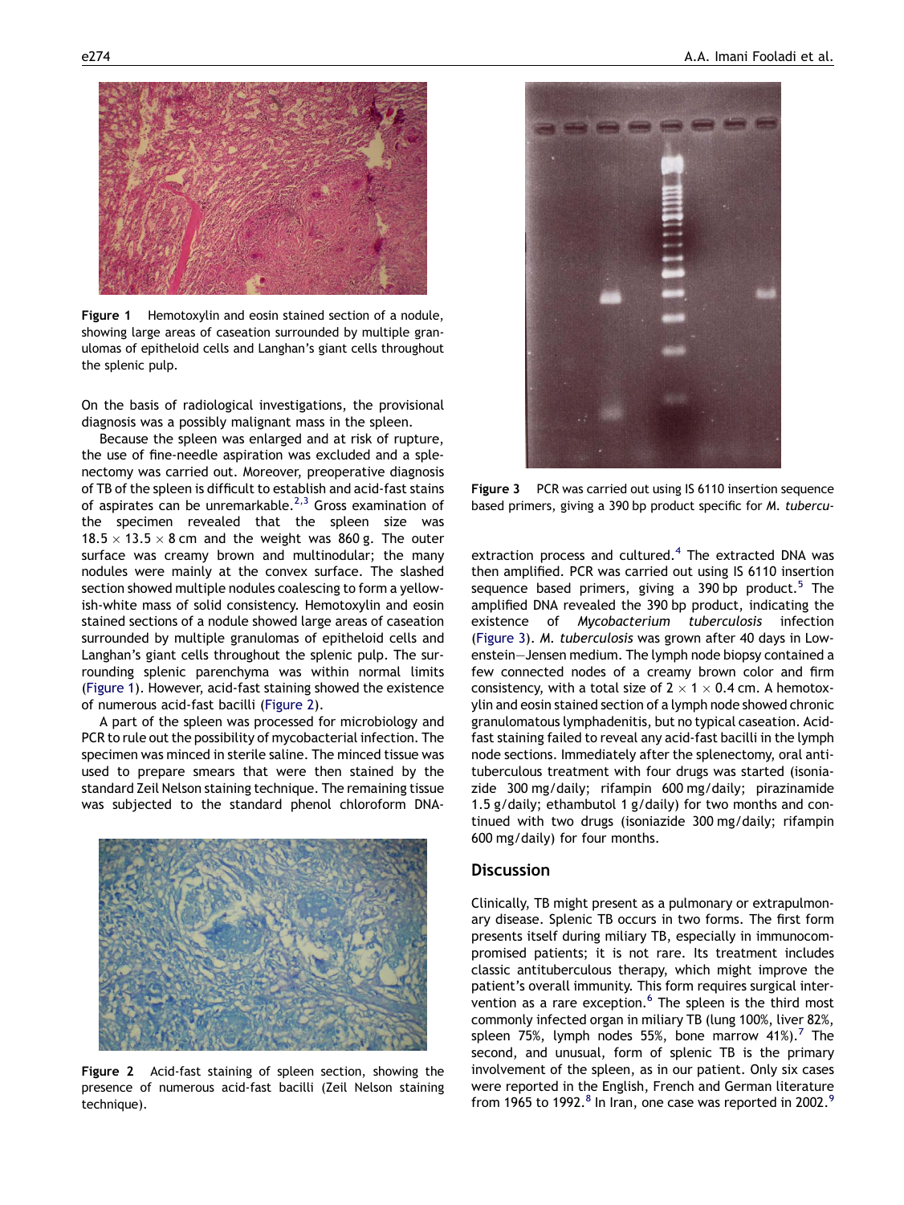Figure 1 Hemotoxylin and eosin stained section of a nodule, showing large areas of caseation surrounded by multiple granulomas of epitheloid cells and Langhan's giant cells throughout the splenic pulp.

On the basis of radiological investigations, the provisional diagnosis was a possibly malignant mass in the spleen.

Because the spleen was enlarged and at risk of rupture, the use of fine-needle aspiration was excluded and a splenectomy was carried out. Moreover, preoperative diagnosis of TB of the spleen is difficult to establish and acid-fast stains of aspirates can be unremarkable.[2,3] Gross examination of the specimen revealed that the spleen size was $18.5 \times 13.5 \times 8$ cm and the weight was 860 g. The outer surface was creamy brown and multinodular; the many nodules were mainly at the convex surface. The slashed section showed multiple nodules coalescing to form a yellowish-white mass of solid consistency. Hemotoxylin and eosin stained sections of a nodule showed large areas of caseation surrounded by multiple granulomas of epitheloid cells and Langhan's giant cells throughout the splenic pulp. The surrounding splenic parenchyma was within normal limits (Figure 1). However, acid-fast staining showed the existence of numerous acid-fast bacilli (Figure 2).

A part of the spleen was processed for microbiology and PCR to rule out the possibility of mycobacterial infection. The specimen was minced in sterile saline. The minced tissue was used to prepare smears that were then stained by the standard Zeil Nelson staining technique. The remaining tissue was subjected to the standard phenol chloroform DNA-extraction process and cultured.[4] The extracted DNA was then amplified. PCR was carried out using IS 6110 insertion sequence based primers, giving a 390 bp product.[5] The amplified DNA revealed the 390 bp product, indicating the existence of *Mycobacterium tuberculosis* infection (Figure 3). *M. tuberculosis* was grown after 40 days in Lowenstein–Jensen medium. The lymph node biopsy contained a few connected nodes of a creamy brown color and firm consistency, with a total size of $2 \times 1 \times 0.4$ cm. A hemotoxylin and eosin stained section of a lymph node showed chronic granulomatous lymphadenitis, but no typical caseation. Acid-fast staining failed to reveal any acid-fast bacilli in the lymph node sections. Immediately after the splenectomy, oral antituberculous treatment with four drugs was started (isoniazide 300 mg/daily; rifampin 600 mg/daily; pirazinamide 1.5 g/daily; ethambutol 1 g/daily) for two months and continued with two drugs (isoniazide 300 mg/daily; rifampin 600 mg/daily) for four months.

Figure 2 Acid-fast staining of spleen section, showing the presence of numerous acid-fast bacilli (Zeil Nelson staining technique).

Figure 3 PCR was carried out using IS 6110 insertion sequence based primers, giving a 390 bp product specific for *M. tubercu-*

## Discussion

Clinically, TB might present as a pulmonary or extrapulmonary disease. Splenic TB occurs in two forms. The first form presents itself during miliary TB, especially in immunocompromised patients; it is not rare. Its treatment includes classic antituberculous therapy, which might improve the patient's overall immunity. This form requires surgical intervention as a rare exception.[6] The spleen is the third most commonly infected organ in miliary TB (lung 100%, liver 82%, spleen 75%, lymph nodes 55%, bone marrow 41%).[7] The second, and unusual, form of splenic TB is the primary involvement of the spleen, as in our patient. Only six cases were reported in the English, French and German literature from 1965 to 1992.[8] In Iran, one case was reported in 2002.[9]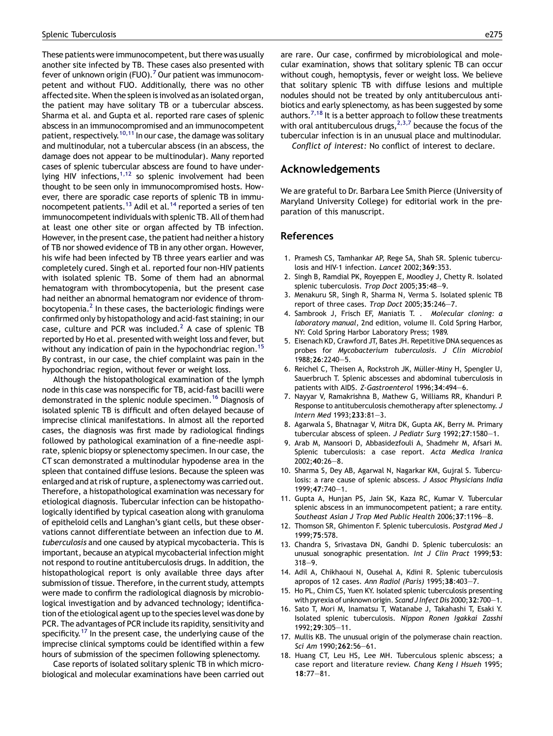These patients were immunocompetent, but there was usually another site infected by TB. These cases also presented with fever of unknown origin (FUO).[7] Our patient was immunocompetent and without FUO. Additionally, there was no other affected site. When the spleen is involved as an isolated organ, the patient may have solitary TB or a tubercular abscess. Sharma et al. and Gupta et al. reported rare cases of splenic abscess in an immunocompromised and an immunocompetent patient, respectively.[10,11] In our case, the damage was solitary and multinodular, not a tubercular abscess (in an abscess, the damage does not appear to be multinodular). Many reported cases of splenic tubercular abscess are found to have underlying HIV infections,[1,12] so splenic involvement had been thought to be seen only in immunocompromised hosts. However, there are sporadic case reports of splenic TB in immunocompetent patients.[13] Adil et al.[14] reported a series of ten immunocompetent individuals with splenic TB. All of them had at least one other site or organ affected by TB infection. However, in the present case, the patient had neither a history of TB nor showed evidence of TB in any other organ. However, his wife had been infected by TB three years earlier and was completely cured. Singh et al. reported four non-HIV patients with isolated splenic TB. Some of them had an abnormal hematogram with thrombocytopenia, but the present case had neither an abnormal hematogram nor evidence of thrombocytopenia.[2] In these cases, the bacteriologic findings were confirmed only by histopathology and acid-fast staining; in our case, culture and PCR was included.[2] A case of splenic TB reported by Ho et al. presented with weight loss and fever, but without any indication of pain in the hypochondriac region.[15] By contrast, in our case, the chief complaint was pain in the hypochondriac region, without fever or weight loss.

Although the histopathological examination of the lymph node in this case was nonspecific for TB, acid-fast bacilli were demonstrated in the splenic nodule specimen.[16] Diagnosis of isolated splenic TB is difficult and often delayed because of imprecise clinical manifestations. In almost all the reported cases, the diagnosis was first made by radiological findings followed by pathological examination of a fine-needle aspirate, splenic biopsy or splenectomy specimen. In our case, the CT scan demonstrated a multinodular hypodense area in the spleen that contained diffuse lesions. Because the spleen was enlarged and at risk of rupture, a splenectomy was carried out. Therefore, a histopathological examination was necessary for etiological diagnosis. Tubercular infection can be histopathologically identified by typical caseation along with granuloma of epitheloid cells and Langhan's giant cells, but these observations cannot differentiate between an infection due to *M. tuberculosis* and one caused by atypical mycobacteria. This is important, because an atypical mycobacterial infection might not respond to routine antituberculosis drugs. In addition, the histopathological report is only available three days after submission of tissue. Therefore, in the current study, attempts were made to confirm the radiological diagnosis by microbiological investigation and by advanced technology; identification of the etiological agent up to the species level was done by PCR. The advantages of PCR include its rapidity, sensitivity and specificity.[17] In the present case, the underlying cause of the imprecise clinical symptoms could be identified within a few hours of submission of the specimen following splenectomy.

Case reports of isolated solitary splenic TB in which microbiological and molecular examinations have been carried out are rare. Our case, confirmed by microbiological and molecular examination, shows that solitary splenic TB can occur without cough, hemoptysis, fever or weight loss. We believe that solitary splenic TB with diffuse lesions and multiple nodules should not be treated by only antituberculous antibiotics and early splenectomy, as has been suggested by some authors.[7,18] It is a better approach to follow these treatments with oral antituberculous drugs,[2,3,7] because the focus of the tubercular infection is in an unusual place and multinodular.

*Conflict of interest:* No conflict of interest to declare.

## Acknowledgements

We are grateful to Dr. Barbara Lee Smith Pierce (University of Maryland University College) for editorial work in the preparation of this manuscript.

## References

1. Pramesh CS, Tamhankar AP, Rege SA, Shah SR. Splenic tuberculosis and HIV-1 infection. *Lancet* 2002;**369**:353.
2. Singh B, Ramdial PK, Royeppen E, Moodley J, Chetty R. Isolated splenic tuberculosis. *Trop Doct* 2005;**35**:48—9.
3. Menakuru SR, Singh R, Sharma N, Verma S. Isolated splenic TB report of three cases. *Trop Doct* 2005;**35**:246—7.
4. Sambrook J, Frisch EF, Maniatis T. . *Molecular cloning: a laboratory manual*, 2nd edition, volume II. Cold Spring Harbor, NY: Cold Spring Harbor Laboratory Press; 1989.
5. Eisenach KD, Crawford JT, Bates JH. Repetitive DNA sequences as probes for *Mycobacterium tuberculosis*. *J Clin Microbiol* 1988;**26**:2240—5.
6. Reichel C, Theisen A, Rockstroh JK, Müller-Miny H, Spengler U, Sauerbruch T. Splenic abscesses and abdominal tuberculosis in patients with AIDS. *Z-Gastroenterol* 1996;**34**:494—6.
7. Nayyar V, Ramakrishna B, Mathew G, Williams RR, Khanduri P. Response to antituberculosis chemotherapy after splenectomy. *J Intern Med* 1993;**233**:81—3.
8. Agarwala S, Bhatnagar V, Mitra DK, Gupta AK, Berry M. Primary tubercular abscess of spleen. *J Pediatr Surg* 1992;**27**:1580—1.
9. Arab M, Mansoori D, Abbasidezfouli A, Shadmehr M, Afsari M. Splenic tuberculosis: a case report. *Acta Medica Iranica* 2002;**40**:26—8.
10. Sharma S, Dey AB, Agarwal N, Nagarkar KM, Gujral S. Tuberculosis: a rare cause of splenic abscess. *J Assoc Physicians India* 1999;**47**:740—1.
11. Gupta A, Hunjan PS, Jain SK, Kaza RC, Kumar V. Tubercular splenic abscess in an immunocompetent patient; a rare entity. *Southeast Asian J Trop Med Public Health* 2006;**37**:1196—8.
12. Thomson SR, Ghimenton F. Splenic tuberculosis. *Postgrad Med J* 1999;**75**:578.
13. Chandra S, Srivastava DN, Gandhi D. Splenic tuberculosis: an unusual sonographic presentation. *Int J Clin Pract* 1999;**53**: 318—9.
14. Adil A, Chikhaoui N, Ousehal A, Kdini R. Splenic tuberculosis apropos of 12 cases. *Ann Radiol (Paris)* 1995;**38**:403—7.
15. Ho PL, Chim CS, Yuen KY. Isolated splenic tuberculosis presenting with pyrexia of unknown origin. *Scand J Infect Dis* 2000;**32**:700—1.
16. Sato T, Mori M, Inamatsu T, Watanabe J, Takahashi T, Esaki Y. Isolated splenic tuberculosis. *Nippon Ronen Igakkai Zasshi* 1992;**29**:305—11.
17. Mullis KB. The unusual origin of the polymerase chain reaction. *Sci Am* 1990;**262**:56—61.
18. Huang CT, Leu HS, Lee MH. Tuberculous splenic abscess; a case report and literature review. *Chang Keng I Hsueh* 1995; **18**:77—81.